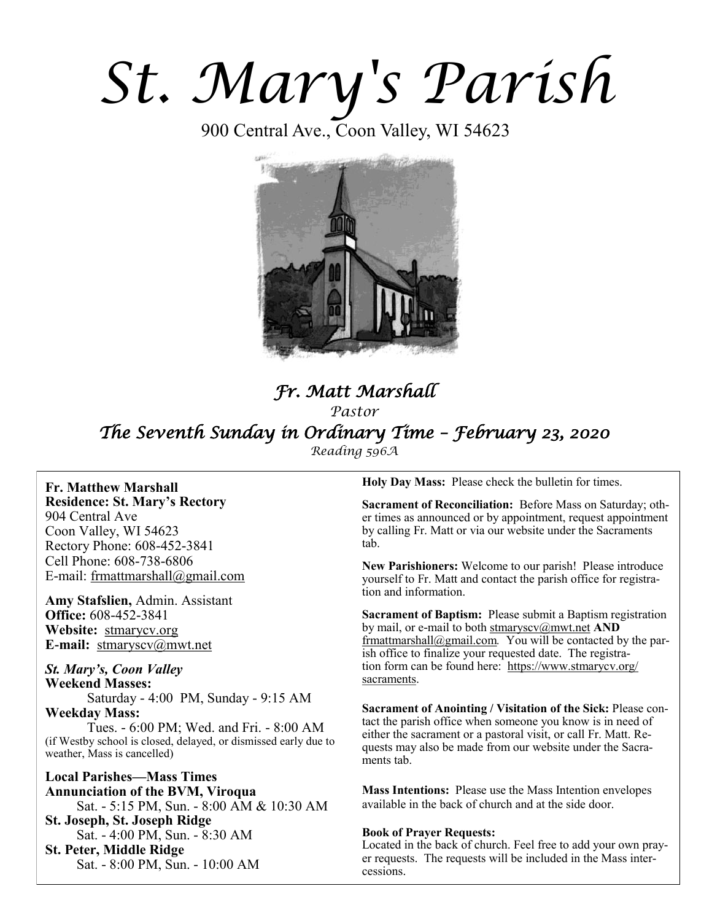# St. Mary's Parish

900 Central Ave., Coon Valley, WI 54623

## *Fr. Matt Marshall*

*Pastor*

## *The Seventh Sunday in Ordinary Time – February 23, 2020*

*Reading 596A*

**Fr. Matthew Marshall**
**Residence: St. Mary's Rectory**
904 Central Ave
Coon Valley, WI 54623
Rectory Phone: 608-452-3841
Cell Phone: 608-738-6806
E-mail: frmattmarshall@gmail.com

**Amy Stafslien,** Admin. Assistant
**Office:** 608-452-3841
**Website:** stmarycv.org
**E-mail:** stmaryscv@mwt.net

***St. Mary's, Coon Valley***
**Weekend Masses:**
Saturday - 4:00 PM, Sunday - 9:15 AM
**Weekday Mass:**
Tues. - 6:00 PM; Wed. and Fri. - 8:00 AM
(if Westby school is closed, delayed, or dismissed early due to weather, Mass is cancelled)

**Local Parishes—Mass Times**
**Annunciation of the BVM, Viroqua**
Sat. - 5:15 PM, Sun. - 8:00 AM & 10:30 AM
**St. Joseph, St. Joseph Ridge**
Sat. - 4:00 PM, Sun. - 8:30 AM
**St. Peter, Middle Ridge**
Sat. - 8:00 PM, Sun. - 10:00 AM

**Holy Day Mass:** Please check the bulletin for times.

**Sacrament of Reconciliation:** Before Mass on Saturday; other times as announced or by appointment, request appointment by calling Fr. Matt or via our website under the Sacraments tab.

**New Parishioners:** Welcome to our parish! Please introduce yourself to Fr. Matt and contact the parish office for registration and information.

**Sacrament of Baptism:** Please submit a Baptism registration by mail, or e-mail to both stmaryscv@mwt.net **AND** frmattmarshall@gmail.com. You will be contacted by the parish office to finalize your requested date. The registration form can be found here: https://www.stmarycv.org/sacraments.

**Sacrament of Anointing / Visitation of the Sick:** Please contact the parish office when someone you know is in need of either the sacrament or a pastoral visit, or call Fr. Matt. Requests may also be made from our website under the Sacraments tab.

**Mass Intentions:** Please use the Mass Intention envelopes available in the back of church and at the side door.

**Book of Prayer Requests:**
Located in the back of church. Feel free to add your own prayer requests. The requests will be included in the Mass intercessions.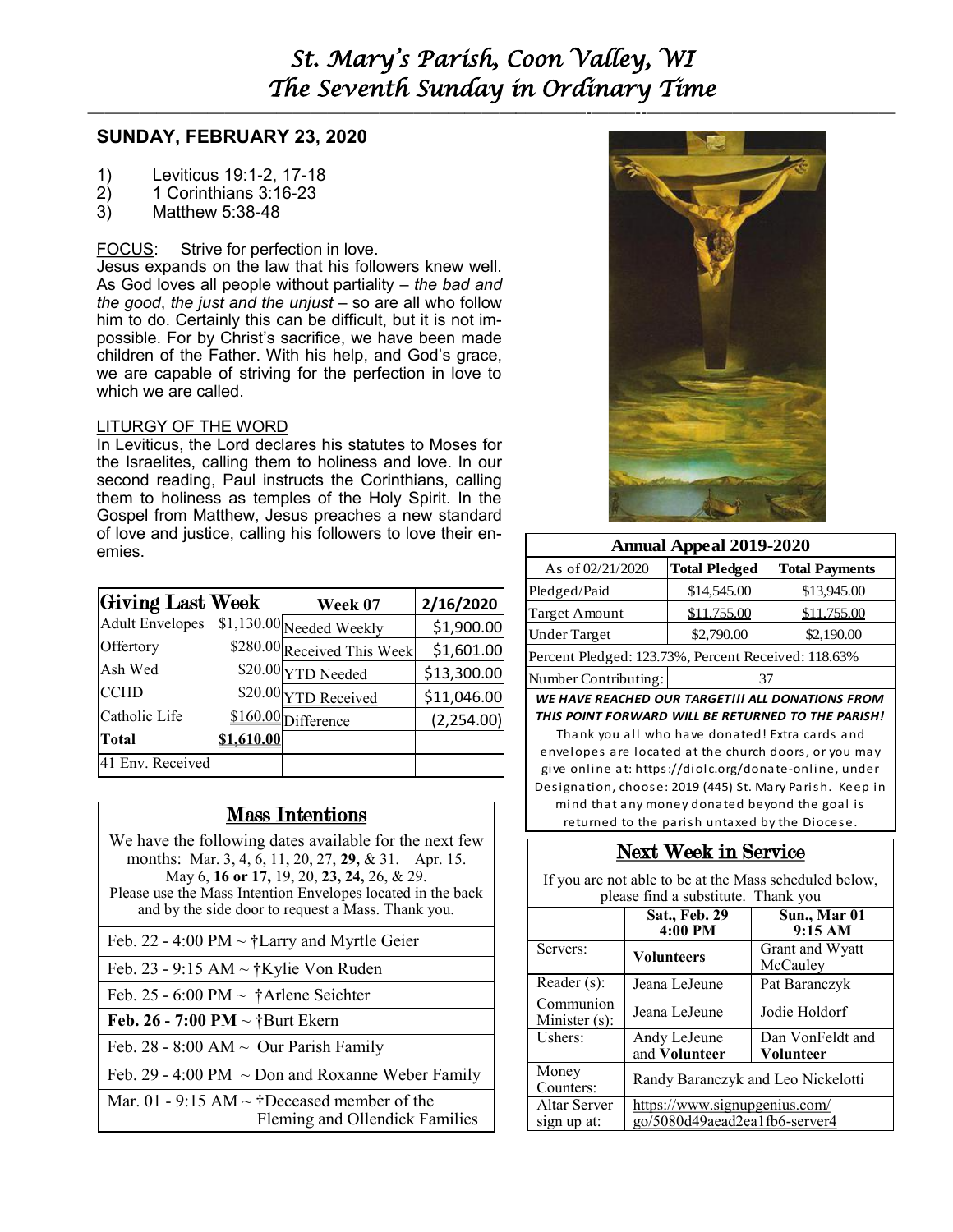# St. Mary's Parish, Coon Valley, WI
# The Seventh Sunday in Ordinary Time

## SUNDAY, FEBRUARY 23, 2020

1) Leviticus 19:1-2, 17-18
2) 1 Corinthians 3:16-23
3) Matthew 5:38-48

FOCUS: Strive for perfection in love.
Jesus expands on the law that his followers knew well. As God loves all people without partiality – *the bad and the good*, *the just and the unjust* – so are all who follow him to do. Certainly this can be difficult, but it is not impossible. For by Christ's sacrifice, we have been made children of the Father. With his help, and God's grace, we are capable of striving for the perfection in love to which we are called.

LITURGY OF THE WORD
In Leviticus, the Lord declares his statutes to Moses for the Israelites, calling them to holiness and love. In our second reading, Paul instructs the Corinthians, calling them to holiness as temples of the Holy Spirit. In the Gospel from Matthew, Jesus preaches a new standard of love and justice, calling his followers to love their enemies.

| Giving Last Week | | Week 07 | 2/16/2020 |
|---|---|---|---|
| Adult Envelopes | $1,130.00 | Needed Weekly | $1,900.00 |
| Offertory | $280.00 | Received This Week | $1,601.00 |
| Ash Wed | $20.00 | YTD Needed | $13,300.00 |
| CCHD | $20.00 | YTD Received | $11,046.00 |
| Catholic Life | $160.00 | Difference | (2,254.00) |
| **Total** | **$1,610.00** | | |
| 41 Env. Received | | | |

## Mass Intentions

We have the following dates available for the next few months: Mar. 3, 4, 6, 11, 20, 27, **29,** & 31. Apr. 15. May 6, **16 or 17,** 19, 20, **23, 24,** 26, & 29. Please use the Mass Intention Envelopes located in the back and by the side door to request a Mass. Thank you.

- Feb. 22 - 4:00 PM ~ †Larry and Myrtle Geier
- Feb. 23 - 9:15 AM ~ †Kylie Von Ruden
- Feb. 25 - 6:00 PM ~ †Arlene Seichter
- **Feb. 26 - 7:00 PM** ~ †Burt Ekern
- Feb. 28 - 8:00 AM ~ Our Parish Family
- Feb. 29 - 4:00 PM ~ Don and Roxanne Weber Family
- Mar. 01 - 9:15 AM ~ †Deceased member of the Fleming and Ollendick Families

| Annual Appeal 2019-2020 | | |
|---|---|---|
| As of 02/21/2020 | **Total Pledged** | **Total Payments** |
| Pledged/Paid | $14,545.00 | $13,945.00 |
| Target Amount | $11,755.00 | $11,755.00 |
| Under Target | $2,790.00 | $2,190.00 |
| Percent Pledged: 123.73%, Percent Received: 118.63% | | |
| Number Contributing: | 37 | |

***WE HAVE REACHED OUR TARGET!!! ALL DONATIONS FROM THIS POINT FORWARD WILL BE RETURNED TO THE PARISH!***
Thank you all who have donated! Extra cards and envelopes are located at the church doors, or you may give online at: https://diolc.org/donate-online, under Designation, choose: 2019 (445) St. Mary Parish. Keep in mind that any money donated beyond the goal is returned to the parish untaxed by the Diocese.

## Next Week in Service

If you are not able to be at the Mass scheduled below, please find a substitute. Thank you

| | Sat., Feb. 29 4:00 PM | Sun., Mar 01 9:15 AM |
|---|---|---|
| Servers: | **Volunteers** | Grant and Wyatt McCauley |
| Reader (s): | Jeana LeJeune | Pat Baranczyk |
| Communion Minister (s): | Jeana LeJeune | Jodie Holdorf |
| Ushers: | Andy LeJeune and **Volunteer** | Dan VonFeldt and **Volunteer** |
| Money Counters: | Randy Baranczyk and Leo Nickelotti | |
| Altar Server sign up at: | https://www.signupgenius.com/go/5080d49aead2ea1fb6-server4 | |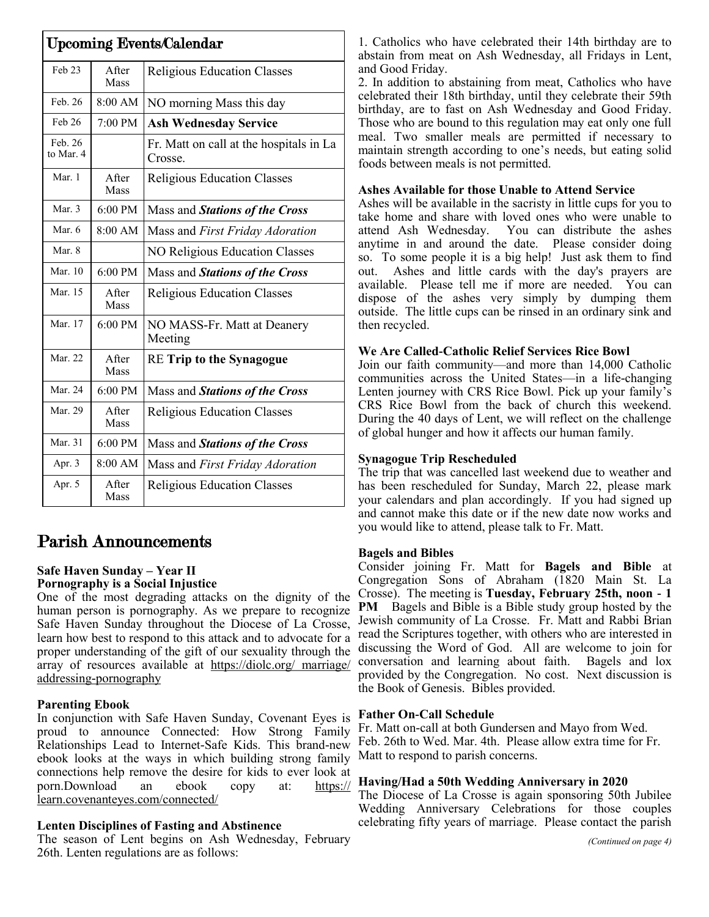## Upcoming Events/Calendar

| Date | Time | Event |
|---|---|---|
| Feb 23 | After Mass | Religious Education Classes |
| Feb. 26 | 8:00 AM | NO morning Mass this day |
| Feb 26 | 7:00 PM | **Ash Wednesday Service** |
| Feb. 26 to Mar. 4 | | Fr. Matt on call at the hospitals in La Crosse. |
| Mar. 1 | After Mass | Religious Education Classes |
| Mar. 3 | 6:00 PM | Mass and ***Stations of the Cross*** |
| Mar. 6 | 8:00 AM | Mass and *First Friday Adoration* |
| Mar. 8 | | NO Religious Education Classes |
| Mar. 10 | 6:00 PM | Mass and ***Stations of the Cross*** |
| Mar. 15 | After Mass | Religious Education Classes |
| Mar. 17 | 6:00 PM | NO MASS-Fr. Matt at Deanery Meeting |
| Mar. 22 | After Mass | RE **Trip to the Synagogue** |
| Mar. 24 | 6:00 PM | Mass and ***Stations of the Cross*** |
| Mar. 29 | After Mass | Religious Education Classes |
| Mar. 31 | 6:00 PM | Mass and ***Stations of the Cross*** |
| Apr. 3 | 8:00 AM | Mass and *First Friday Adoration* |
| Apr. 5 | After Mass | Religious Education Classes |

## Parish Announcements

**Safe Haven Sunday – Year II**
**Pornography is a Social Injustice**

One of the most degrading attacks on the dignity of the human person is pornography. As we prepare to recognize Safe Haven Sunday throughout the Diocese of La Crosse, learn how best to respond to this attack and to advocate for a proper understanding of the gift of our sexuality through the array of resources available at https://diolc.org/ marriage/ addressing-pornography

**Parenting Ebook**

In conjunction with Safe Haven Sunday, Covenant Eyes is proud to announce Connected: How Strong Family Relationships Lead to Internet-Safe Kids. This brand-new ebook looks at the ways in which building strong family connections help remove the desire for kids to ever look at porn.Download an ebook copy at: https://learn.covenanteyes.com/connected/

**Lenten Disciplines of Fasting and Abstinence**

The season of Lent begins on Ash Wednesday, February 26th. Lenten regulations are as follows:

1. Catholics who have celebrated their 14th birthday are to abstain from meat on Ash Wednesday, all Fridays in Lent, and Good Friday.
2. In addition to abstaining from meat, Catholics who have celebrated their 18th birthday, until they celebrate their 59th birthday, are to fast on Ash Wednesday and Good Friday. Those who are bound to this regulation may eat only one full meal. Two smaller meals are permitted if necessary to maintain strength according to one's needs, but eating solid foods between meals is not permitted.

**Ashes Available for those Unable to Attend Service**

Ashes will be available in the sacristy in little cups for you to take home and share with loved ones who were unable to attend Ash Wednesday. You can distribute the ashes anytime in and around the date. Please consider doing so. To some people it is a big help! Just ask them to find out. Ashes and little cards with the day's prayers are available. Please tell me if more are needed. You can dispose of the ashes very simply by dumping them outside. The little cups can be rinsed in an ordinary sink and then recycled.

**We Are Called-Catholic Relief Services Rice Bowl**

Join our faith community—and more than 14,000 Catholic communities across the United States—in a life-changing Lenten journey with CRS Rice Bowl. Pick up your family's CRS Rice Bowl from the back of church this weekend. During the 40 days of Lent, we will reflect on the challenge of global hunger and how it affects our human family.

**Synagogue Trip Rescheduled**

The trip that was cancelled last weekend due to weather and has been rescheduled for Sunday, March 22, please mark your calendars and plan accordingly. If you had signed up and cannot make this date or if the new date now works and you would like to attend, please talk to Fr. Matt.

**Bagels and Bibles**

Consider joining Fr. Matt for **Bagels and Bible** at Congregation Sons of Abraham (1820 Main St. La Crosse). The meeting is **Tuesday, February 25th, noon - 1 PM** Bagels and Bible is a Bible study group hosted by the Jewish community of La Crosse. Fr. Matt and Rabbi Brian read the Scriptures together, with others who are interested in discussing the Word of God. All are welcome to join for conversation and learning about faith. Bagels and lox provided by the Congregation. No cost. Next discussion is the Book of Genesis. Bibles provided.

**Father On-Call Schedule**

Fr. Matt on-call at both Gundersen and Mayo from Wed. Feb. 26th to Wed. Mar. 4th. Please allow extra time for Fr. Matt to respond to parish concerns.

**Having/Had a 50th Wedding Anniversary in 2020**

The Diocese of La Crosse is again sponsoring 50th Jubilee Wedding Anniversary Celebrations for those couples celebrating fifty years of marriage. Please contact the parish

*(Continued on page 4)*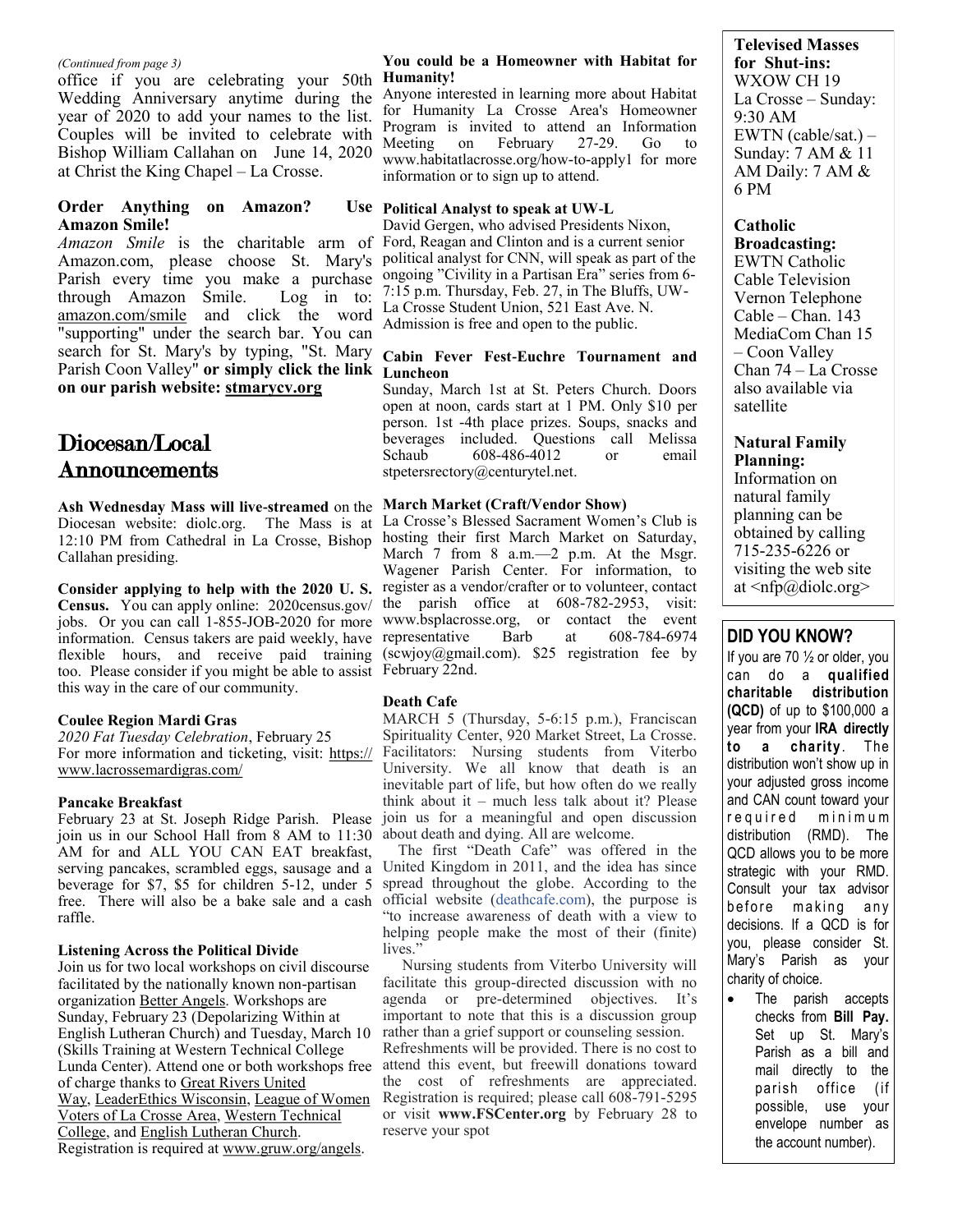*(Continued from page 3)*

office if you are celebrating your 50th Wedding Anniversary anytime during the year of 2020 to add your names to the list. Couples will be invited to celebrate with Bishop William Callahan on June 14, 2020 at Christ the King Chapel – La Crosse.

**Order Anything on Amazon? Use Amazon Smile!**

*Amazon Smile* is the charitable arm of Amazon.com, please choose St. Mary's Parish every time you make a purchase through Amazon Smile. Log in to: amazon.com/smile and click the word "supporting" under the search bar. You can search for St. Mary's by typing, "St. Mary Parish Coon Valley" **or simply click the link on our parish website: stmarycv.org**

# Diocesan/Local Announcements

**Ash Wednesday Mass will live-streamed** on the Diocesan website: diolc.org. The Mass is at 12:10 PM from Cathedral in La Crosse, Bishop Callahan presiding.

**Consider applying to help with the 2020 U. S. Census.** You can apply online: 2020census.gov/ jobs. Or you can call 1-855-JOB-2020 for more information. Census takers are paid weekly, have flexible hours, and receive paid training too. Please consider if you might be able to assist this way in the care of our community.

**Coulee Region Mardi Gras**

*2020 Fat Tuesday Celebration*, February 25
For more information and ticketing, visit: https://www.lacrossemardigras.com/

**Pancake Breakfast**

February 23 at St. Joseph Ridge Parish. Please join us in our School Hall from 8 AM to 11:30 AM for and ALL YOU CAN EAT breakfast, serving pancakes, scrambled eggs, sausage and a beverage for $7, $5 for children 5-12, under 5 free. There will also be a bake sale and a cash raffle.

**Listening Across the Political Divide**

Join us for two local workshops on civil discourse facilitated by the nationally known non-partisan organization Better Angels. Workshops are Sunday, February 23 (Depolarizing Within at English Lutheran Church) and Tuesday, March 10 (Skills Training at Western Technical College Lunda Center). Attend one or both workshops free of charge thanks to Great Rivers United Way, LeaderEthics Wisconsin, League of Women Voters of La Crosse Area, Western Technical College, and English Lutheran Church. Registration is required at www.gruw.org/angels.

**You could be a Homeowner with Habitat for Humanity!**

Anyone interested in learning more about Habitat for Humanity La Crosse Area's Homeowner Program is invited to attend an Information Meeting on February 27-29. Go to www.habitatlacrosse.org/how-to-apply1 for more information or to sign up to attend.

**Political Analyst to speak at UW-L**

David Gergen, who advised Presidents Nixon, Ford, Reagan and Clinton and is a current senior political analyst for CNN, will speak as part of the ongoing "Civility in a Partisan Era" series from 6-7:15 p.m. Thursday, Feb. 27, in The Bluffs, UW-La Crosse Student Union, 521 East Ave. N. Admission is free and open to the public.

**Cabin Fever Fest-Euchre Tournament and Luncheon**

Sunday, March 1st at St. Peters Church. Doors open at noon, cards start at 1 PM. Only $10 per person. 1st -4th place prizes. Soups, snacks and beverages included. Questions call Melissa Schaub 608-486-4012 or email stpetersrectory@centurytel.net.

**March Market (Craft/Vendor Show)**

La Crosse's Blessed Sacrament Women's Club is hosting their first March Market on Saturday, March 7 from 8 a.m.—2 p.m. At the Msgr. Wagener Parish Center. For information, to register as a vendor/crafter or to volunteer, contact the parish office at 608-782-2953, visit: www.bsplacrosse.org, or contact the event representative Barb at 608-784-6974 (scwjoy@gmail.com). $25 registration fee by February 22nd.

**Death Cafe**

MARCH 5 (Thursday, 5-6:15 p.m.), Franciscan Spirituality Center, 920 Market Street, La Crosse. Facilitators: Nursing students from Viterbo University. We all know that death is an inevitable part of life, but how often do we really think about it – much less talk about it? Please join us for a meaningful and open discussion about death and dying. All are welcome.

The first "Death Cafe" was offered in the United Kingdom in 2011, and the idea has since spread throughout the globe. According to the official website (deathcafe.com), the purpose is "to increase awareness of death with a view to helping people make the most of their (finite) lives."

Nursing students from Viterbo University will facilitate this group-directed discussion with no agenda or pre-determined objectives. It's important to note that this is a discussion group rather than a grief support or counseling session. Refreshments will be provided. There is no cost to attend this event, but freewill donations toward the cost of refreshments are appreciated. Registration is required; please call 608-791-5295 or visit **www.FSCenter.org** by February 28 to reserve your spot

**Televised Masses for Shut-ins:**
WXOW CH 19
La Crosse – Sunday: 9:30 AM
EWTN (cable/sat.) – Sunday: 7 AM & 11 AM Daily: 7 AM & 6 PM

**Catholic Broadcasting:**
EWTN Catholic Cable Television
Vernon Telephone Cable – Chan. 143
MediaCom Chan 15 – Coon Valley
Chan 74 – La Crosse also available via satellite

**Natural Family Planning:**
Information on natural family planning can be obtained by calling 715-235-6226 or visiting the web site at <nfp@diolc.org>

## DID YOU KNOW?

If you are 70 ½ or older, you can do a **qualified charitable distribution (QCD)** of up to $100,000 a year from your **IRA directly to a charity**. The distribution won't show up in your adjusted gross income and CAN count toward your required minimum distribution (RMD). The QCD allows you to be more strategic with your RMD. Consult your tax advisor before making any decisions. If a QCD is for you, please consider St. Mary's Parish as your charity of choice.

- The parish accepts checks from **Bill Pay.** Set up St. Mary's Parish as a bill and mail directly to the parish office (if possible, use your envelope number as the account number).